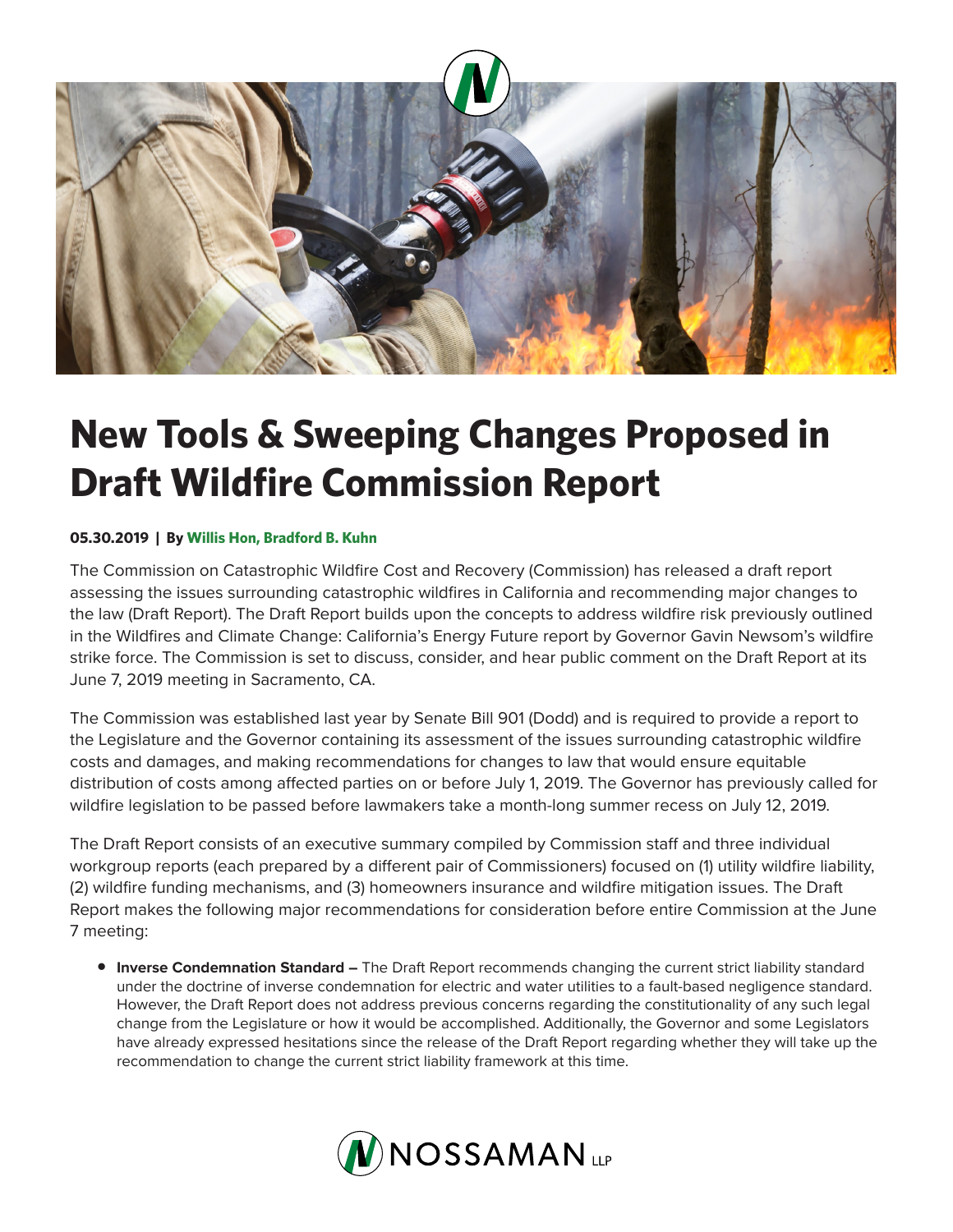# New Tools & Sweeping Changes Proposed in Draft Wildfire Commission Report

**05.30.2019 | By Willis Hon, Bradford B. Kuhn**

The Commission on Catastrophic Wildfire Cost and Recovery (Commission) has released a draft report assessing the issues surrounding catastrophic wildfires in California and recommending major changes to the law (Draft Report). The Draft Report builds upon the concepts to address wildfire risk previously outlined in the Wildfires and Climate Change: California's Energy Future report by Governor Gavin Newsom's wildfire strike force. The Commission is set to discuss, consider, and hear public comment on the Draft Report at its June 7, 2019 meeting in Sacramento, CA.

The Commission was established last year by Senate Bill 901 (Dodd) and is required to provide a report to the Legislature and the Governor containing its assessment of the issues surrounding catastrophic wildfire costs and damages, and making recommendations for changes to law that would ensure equitable distribution of costs among affected parties on or before July 1, 2019. The Governor has previously called for wildfire legislation to be passed before lawmakers take a month-long summer recess on July 12, 2019.

The Draft Report consists of an executive summary compiled by Commission staff and three individual workgroup reports (each prepared by a different pair of Commissioners) focused on (1) utility wildfire liability, (2) wildfire funding mechanisms, and (3) homeowners insurance and wildfire mitigation issues. The Draft Report makes the following major recommendations for consideration before entire Commission at the June 7 meeting:

- **Inverse Condemnation Standard –** The Draft Report recommends changing the current strict liability standard under the doctrine of inverse condemnation for electric and water utilities to a fault-based negligence standard. However, the Draft Report does not address previous concerns regarding the constitutionality of any such legal change from the Legislature or how it would be accomplished. Additionally, the Governor and some Legislators have already expressed hesitations since the release of the Draft Report regarding whether they will take up the recommendation to change the current strict liability framework at this time.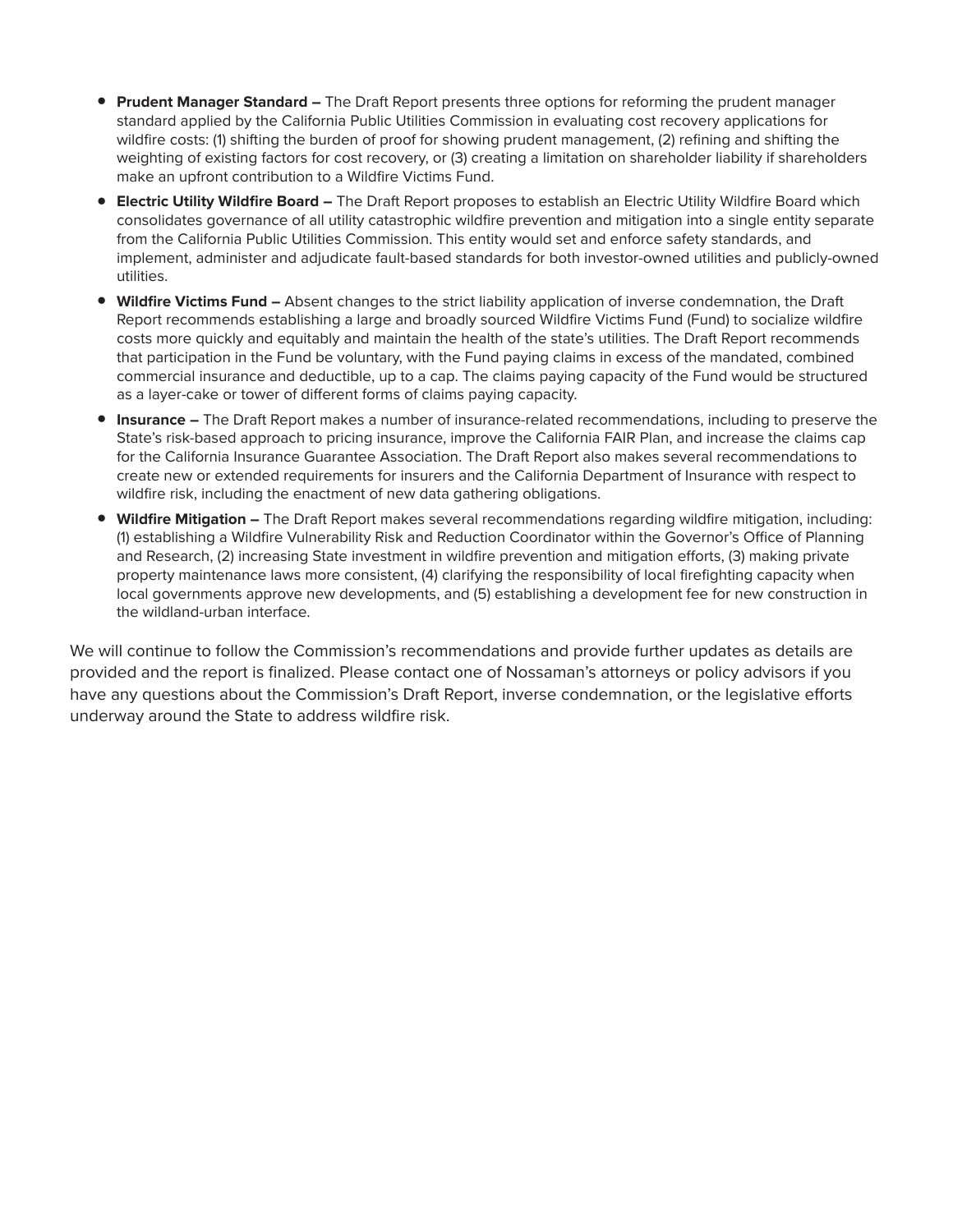- **Prudent Manager Standard –** The Draft Report presents three options for reforming the prudent manager standard applied by the California Public Utilities Commission in evaluating cost recovery applications for wildfire costs: (1) shifting the burden of proof for showing prudent management, (2) refining and shifting the weighting of existing factors for cost recovery, or (3) creating a limitation on shareholder liability if shareholders make an upfront contribution to a Wildfire Victims Fund.
- **Electric Utility Wildfire Board –** The Draft Report proposes to establish an Electric Utility Wildfire Board which consolidates governance of all utility catastrophic wildfire prevention and mitigation into a single entity separate from the California Public Utilities Commission. This entity would set and enforce safety standards, and implement, administer and adjudicate fault-based standards for both investor-owned utilities and publicly-owned utilities.
- **Wildfire Victims Fund –** Absent changes to the strict liability application of inverse condemnation, the Draft Report recommends establishing a large and broadly sourced Wildfire Victims Fund (Fund) to socialize wildfire costs more quickly and equitably and maintain the health of the state's utilities. The Draft Report recommends that participation in the Fund be voluntary, with the Fund paying claims in excess of the mandated, combined commercial insurance and deductible, up to a cap. The claims paying capacity of the Fund would be structured as a layer-cake or tower of different forms of claims paying capacity.
- **Insurance –** The Draft Report makes a number of insurance-related recommendations, including to preserve the State's risk-based approach to pricing insurance, improve the California FAIR Plan, and increase the claims cap for the California Insurance Guarantee Association. The Draft Report also makes several recommendations to create new or extended requirements for insurers and the California Department of Insurance with respect to wildfire risk, including the enactment of new data gathering obligations.
- **Wildfire Mitigation –** The Draft Report makes several recommendations regarding wildfire mitigation, including: (1) establishing a Wildfire Vulnerability Risk and Reduction Coordinator within the Governor's Office of Planning and Research, (2) increasing State investment in wildfire prevention and mitigation efforts, (3) making private property maintenance laws more consistent, (4) clarifying the responsibility of local firefighting capacity when local governments approve new developments, and (5) establishing a development fee for new construction in the wildland-urban interface.

We will continue to follow the Commission's recommendations and provide further updates as details are provided and the report is finalized. Please contact one of Nossaman's attorneys or policy advisors if you have any questions about the Commission's Draft Report, inverse condemnation, or the legislative efforts underway around the State to address wildfire risk.